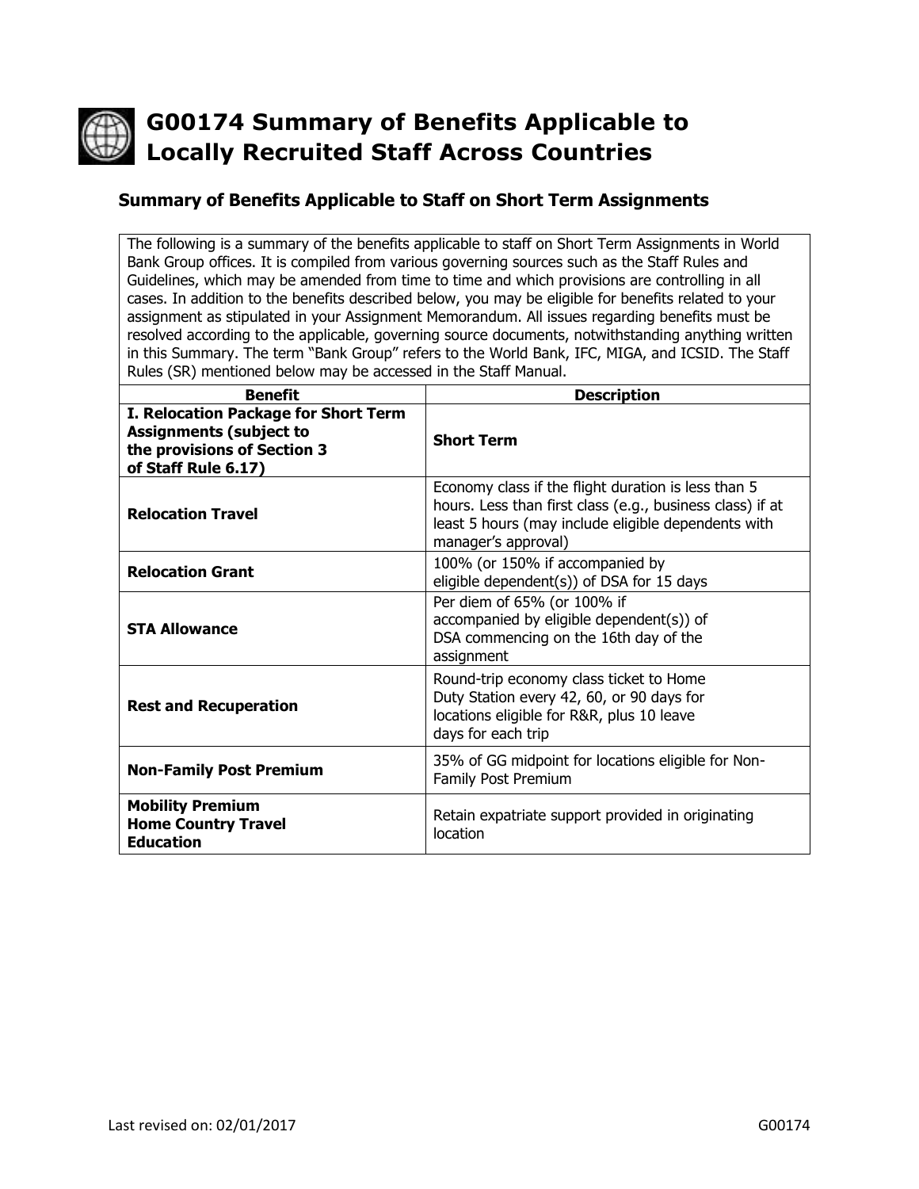# G00174 Summary of Benefits Applicable to Locally Recruited Staff Across Countries

## Summary of Benefits Applicable to Staff on Short Term Assignments

The following is a summary of the benefits applicable to staff on Short Term Assignments in World Bank Group offices. It is compiled from various governing sources such as the Staff Rules and Guidelines, which may be amended from time to time and which provisions are controlling in all cases. In addition to the benefits described below, you may be eligible for benefits related to your assignment as stipulated in your Assignment Memorandum. All issues regarding benefits must be resolved according to the applicable, governing source documents, notwithstanding anything written in this Summary. The term "Bank Group" refers to the World Bank, IFC, MIGA, and ICSID. The Staff Rules (SR) mentioned below may be accessed in the Staff Manual.

| Benefit | Description |
|---|---|
| **I. Relocation Package for Short Term Assignments (subject to the provisions of Section 3 of Staff Rule 6.17)** | **Short Term** |
| **Relocation Travel** | Economy class if the flight duration is less than 5 hours. Less than first class (e.g., business class) if at least 5 hours (may include eligible dependents with manager's approval) |
| **Relocation Grant** | 100% (or 150% if accompanied by eligible dependent(s)) of DSA for 15 days |
| **STA Allowance** | Per diem of 65% (or 100% if accompanied by eligible dependent(s)) of DSA commencing on the 16th day of the assignment |
| **Rest and Recuperation** | Round-trip economy class ticket to Home Duty Station every 42, 60, or 90 days for locations eligible for R&R, plus 10 leave days for each trip |
| **Non-Family Post Premium** | 35% of GG midpoint for locations eligible for Non-Family Post Premium |
| **Mobility Premium**<br>**Home Country Travel**<br>**Education** | Retain expatriate support provided in originating location |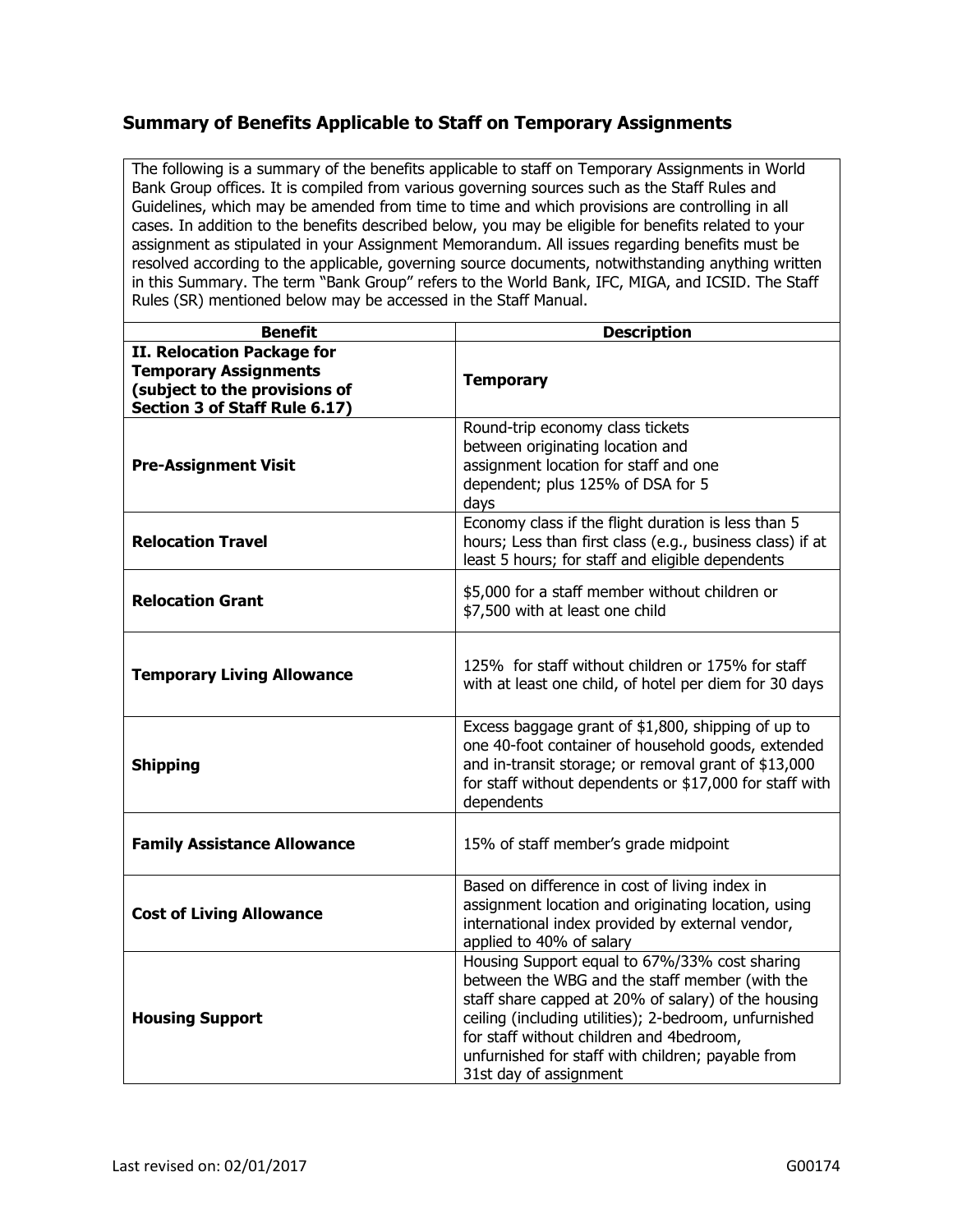## Summary of Benefits Applicable to Staff on Temporary Assignments

The following is a summary of the benefits applicable to staff on Temporary Assignments in World Bank Group offices. It is compiled from various governing sources such as the Staff Rules and Guidelines, which may be amended from time to time and which provisions are controlling in all cases. In addition to the benefits described below, you may be eligible for benefits related to your assignment as stipulated in your Assignment Memorandum. All issues regarding benefits must be resolved according to the applicable, governing source documents, notwithstanding anything written in this Summary. The term "Bank Group" refers to the World Bank, IFC, MIGA, and ICSID. The Staff Rules (SR) mentioned below may be accessed in the Staff Manual.

| Benefit | Description |
|---|---|
| **II. Relocation Package for Temporary Assignments (subject to the provisions of Section 3 of Staff Rule 6.17)** | **Temporary** |
| **Pre-Assignment Visit** | Round-trip economy class tickets between originating location and assignment location for staff and one dependent; plus 125% of DSA for 5 days |
| **Relocation Travel** | Economy class if the flight duration is less than 5 hours; Less than first class (e.g., business class) if at least 5 hours; for staff and eligible dependents |
| **Relocation Grant** | $5,000 for a staff member without children or $7,500 with at least one child |
| **Temporary Living Allowance** | 125% for staff without children or 175% for staff with at least one child, of hotel per diem for 30 days |
| **Shipping** | Excess baggage grant of $1,800, shipping of up to one 40-foot container of household goods, extended and in-transit storage; or removal grant of $13,000 for staff without dependents or $17,000 for staff with dependents |
| **Family Assistance Allowance** | 15% of staff member's grade midpoint |
| **Cost of Living Allowance** | Based on difference in cost of living index in assignment location and originating location, using international index provided by external vendor, applied to 40% of salary |
| **Housing Support** | Housing Support equal to 67%/33% cost sharing between the WBG and the staff member (with the staff share capped at 20% of salary) of the housing ceiling (including utilities); 2-bedroom, unfurnished for staff without children and 4bedroom, unfurnished for staff with children; payable from 31st day of assignment |

Last revised on: 02/01/2017 G00174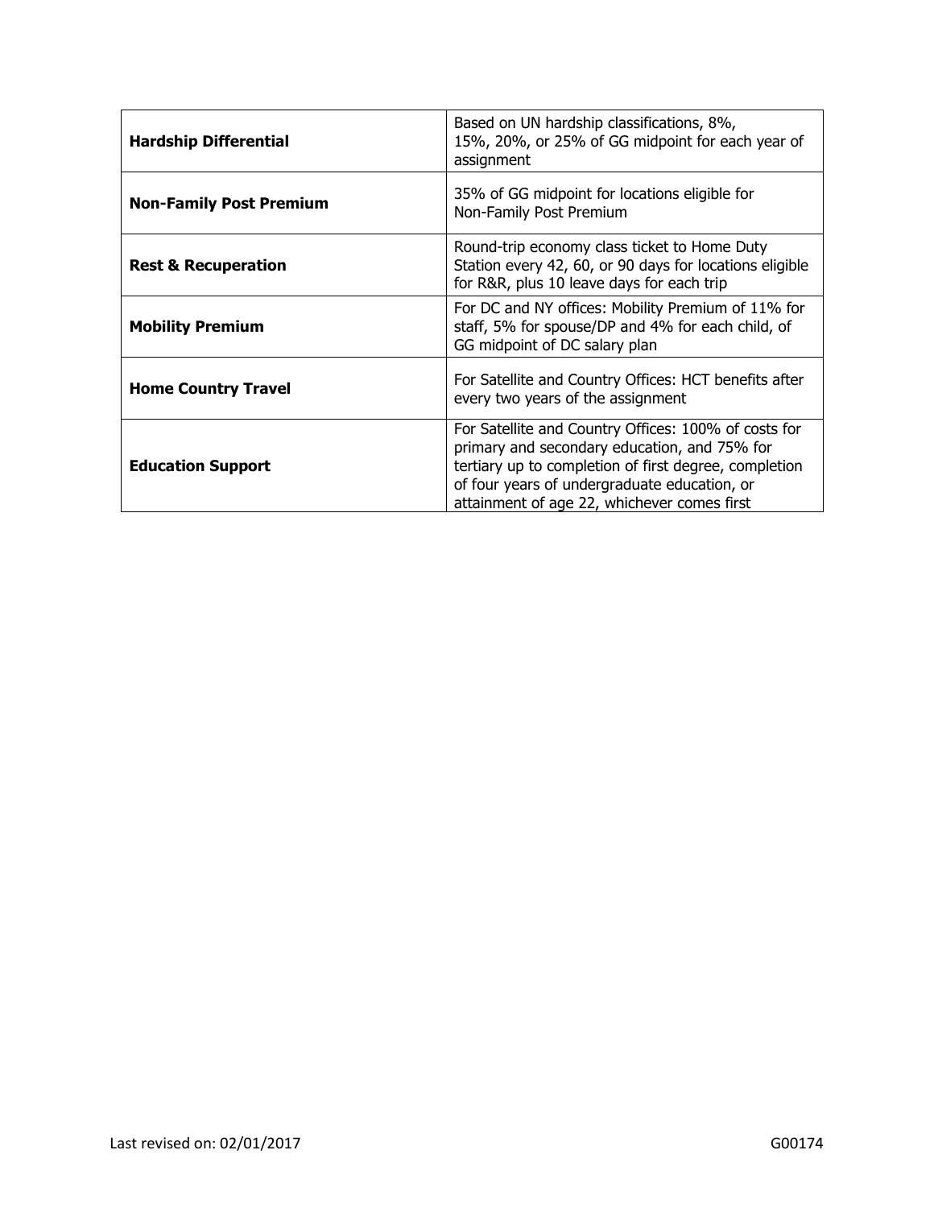| | |
|---|---|
| **Hardship Differential** | Based on UN hardship classifications, 8%, 15%, 20%, or 25% of GG midpoint for each year of assignment |
| **Non-Family Post Premium** | 35% of GG midpoint for locations eligible for Non-Family Post Premium |
| **Rest & Recuperation** | Round-trip economy class ticket to Home Duty Station every 42, 60, or 90 days for locations eligible for R&R, plus 10 leave days for each trip |
| **Mobility Premium** | For DC and NY offices: Mobility Premium of 11% for staff, 5% for spouse/DP and 4% for each child, of GG midpoint of DC salary plan |
| **Home Country Travel** | For Satellite and Country Offices: HCT benefits after every two years of the assignment |
| **Education Support** | For Satellite and Country Offices: 100% of costs for primary and secondary education, and 75% for tertiary up to completion of first degree, completion of four years of undergraduate education, or attainment of age 22, whichever comes first |

Last revised on: 02/01/2017 G00174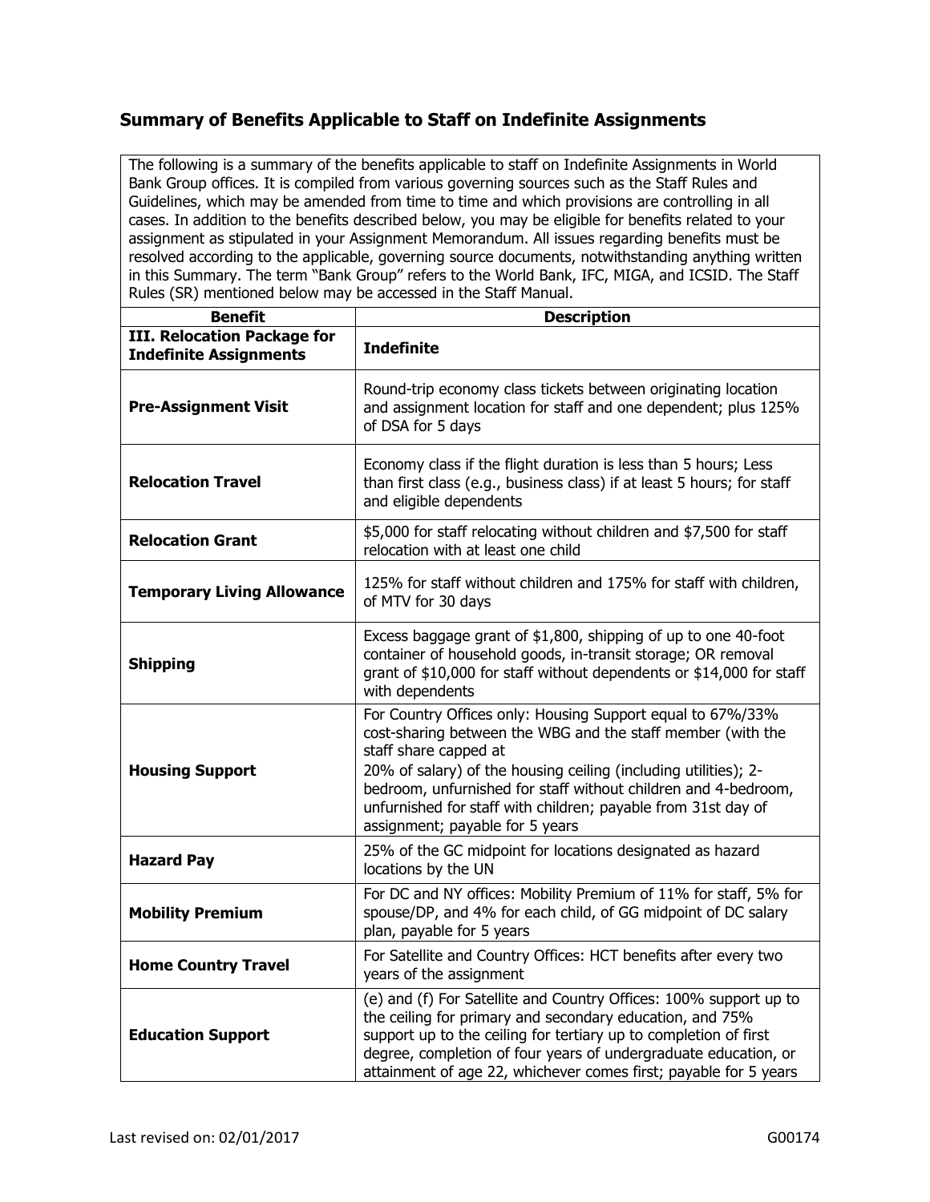## Summary of Benefits Applicable to Staff on Indefinite Assignments

The following is a summary of the benefits applicable to staff on Indefinite Assignments in World Bank Group offices. It is compiled from various governing sources such as the Staff Rules and Guidelines, which may be amended from time to time and which provisions are controlling in all cases. In addition to the benefits described below, you may be eligible for benefits related to your assignment as stipulated in your Assignment Memorandum. All issues regarding benefits must be resolved according to the applicable, governing source documents, notwithstanding anything written in this Summary. The term "Bank Group" refers to the World Bank, IFC, MIGA, and ICSID. The Staff Rules (SR) mentioned below may be accessed in the Staff Manual.

| Benefit | Description |
|---|---|
| **III. Relocation Package for Indefinite Assignments** | **Indefinite** |
| **Pre-Assignment Visit** | Round-trip economy class tickets between originating location and assignment location for staff and one dependent; plus 125% of DSA for 5 days |
| **Relocation Travel** | Economy class if the flight duration is less than 5 hours; Less than first class (e.g., business class) if at least 5 hours; for staff and eligible dependents |
| **Relocation Grant** | $5,000 for staff relocating without children and $7,500 for staff relocation with at least one child |
| **Temporary Living Allowance** | 125% for staff without children and 175% for staff with children, of MTV for 30 days |
| **Shipping** | Excess baggage grant of $1,800, shipping of up to one 40-foot container of household goods, in-transit storage; OR removal grant of $10,000 for staff without dependents or $14,000 for staff with dependents |
| **Housing Support** | For Country Offices only: Housing Support equal to 67%/33% cost-sharing between the WBG and the staff member (with the staff share capped at 20% of salary) of the housing ceiling (including utilities); 2-bedroom, unfurnished for staff without children and 4-bedroom, unfurnished for staff with children; payable from 31st day of assignment; payable for 5 years |
| **Hazard Pay** | 25% of the GC midpoint for locations designated as hazard locations by the UN |
| **Mobility Premium** | For DC and NY offices: Mobility Premium of 11% for staff, 5% for spouse/DP, and 4% for each child, of GG midpoint of DC salary plan, payable for 5 years |
| **Home Country Travel** | For Satellite and Country Offices: HCT benefits after every two years of the assignment |
| **Education Support** | (e) and (f) For Satellite and Country Offices: 100% support up to the ceiling for primary and secondary education, and 75% support up to the ceiling for tertiary up to completion of first degree, completion of four years of undergraduate education, or attainment of age 22, whichever comes first; payable for 5 years |

Last revised on: 02/01/2017 G00174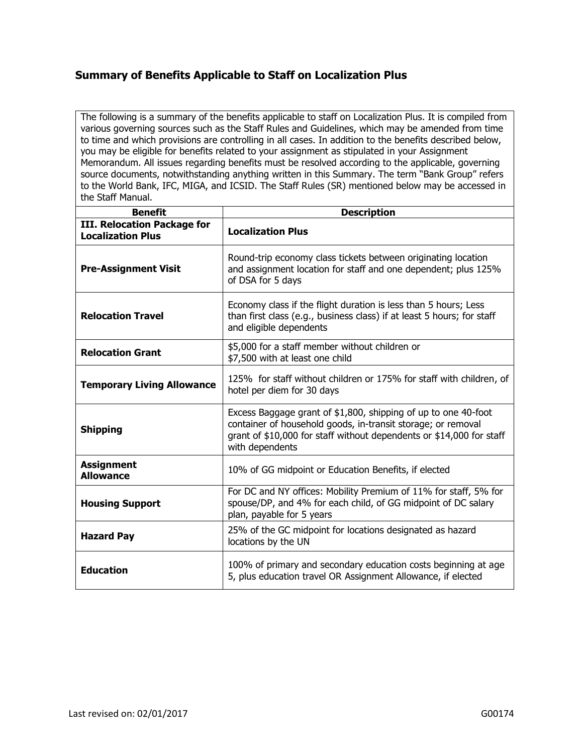## Summary of Benefits Applicable to Staff on Localization Plus

The following is a summary of the benefits applicable to staff on Localization Plus. It is compiled from various governing sources such as the Staff Rules and Guidelines, which may be amended from time to time and which provisions are controlling in all cases. In addition to the benefits described below, you may be eligible for benefits related to your assignment as stipulated in your Assignment Memorandum. All issues regarding benefits must be resolved according to the applicable, governing source documents, notwithstanding anything written in this Summary. The term "Bank Group" refers to the World Bank, IFC, MIGA, and ICSID. The Staff Rules (SR) mentioned below may be accessed in the Staff Manual.

| Benefit | Description |
|---|---|
| **III. Relocation Package for Localization Plus** | **Localization Plus** |
| **Pre-Assignment Visit** | Round-trip economy class tickets between originating location and assignment location for staff and one dependent; plus 125% of DSA for 5 days |
| **Relocation Travel** | Economy class if the flight duration is less than 5 hours; Less than first class (e.g., business class) if at least 5 hours; for staff and eligible dependents |
| **Relocation Grant** | $5,000 for a staff member without children or $7,500 with at least one child |
| **Temporary Living Allowance** | 125% for staff without children or 175% for staff with children, of hotel per diem for 30 days |
| **Shipping** | Excess Baggage grant of $1,800, shipping of up to one 40-foot container of household goods, in-transit storage; or removal grant of $10,000 for staff without dependents or $14,000 for staff with dependents |
| **Assignment Allowance** | 10% of GG midpoint or Education Benefits, if elected |
| **Housing Support** | For DC and NY offices: Mobility Premium of 11% for staff, 5% for spouse/DP, and 4% for each child, of GG midpoint of DC salary plan, payable for 5 years |
| **Hazard Pay** | 25% of the GC midpoint for locations designated as hazard locations by the UN |
| **Education** | 100% of primary and secondary education costs beginning at age 5, plus education travel OR Assignment Allowance, if elected |

Last revised on: 02/01/2017 G00174